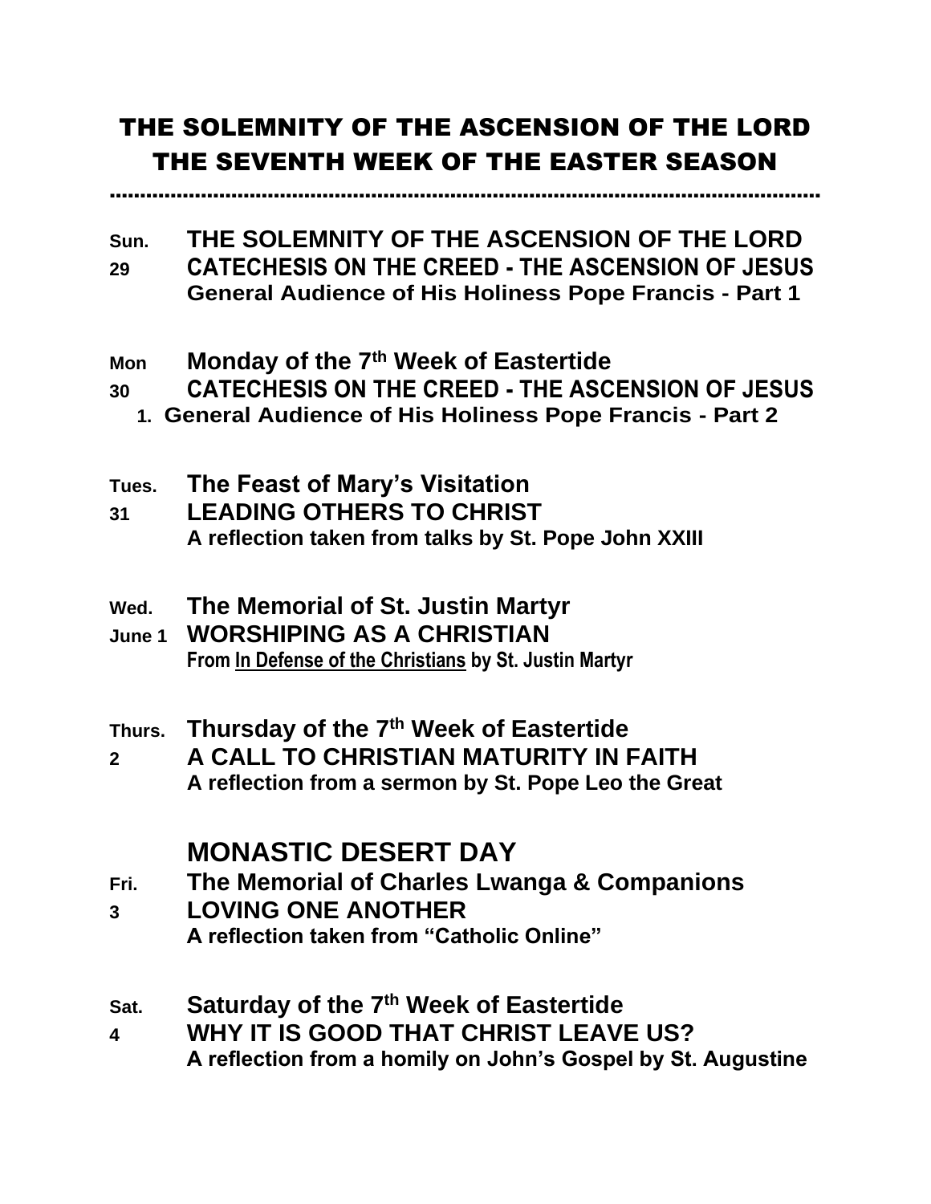# THE SOLEMNITY OF THE ASCENSION OF THE LORD
# THE SEVENTH WEEK OF THE EASTER SEASON

---

**Sun. 29** **THE SOLEMNITY OF THE ASCENSION OF THE LORD**
**CATECHESIS ON THE CREED - THE ASCENSION OF JESUS**
**General Audience of His Holiness Pope Francis - Part 1**

**Mon 30** **Monday of the 7th Week of Eastertide**
**CATECHESIS ON THE CREED - THE ASCENSION OF JESUS**

1. **General Audience of His Holiness Pope Francis - Part 2**

**Tues. 31** **The Feast of Mary's Visitation**
**LEADING OTHERS TO CHRIST**
**A reflection taken from talks by St. Pope John XXIII**

**Wed. June 1** **The Memorial of St. Justin Martyr**
**WORSHIPING AS A CHRISTIAN**
**From In Defense of the Christians by St. Justin Martyr**

**Thurs. 2** **Thursday of the 7th Week of Eastertide**
**A CALL TO CHRISTIAN MATURITY IN FAITH**
**A reflection from a sermon by St. Pope Leo the Great**

**MONASTIC DESERT DAY**

**Fri. 3** **The Memorial of Charles Lwanga & Companions**
**LOVING ONE ANOTHER**
**A reflection taken from "Catholic Online"**

**Sat. 4** **Saturday of the 7th Week of Eastertide**
**WHY IT IS GOOD THAT CHRIST LEAVE US?**
**A reflection from a homily on John's Gospel by St. Augustine**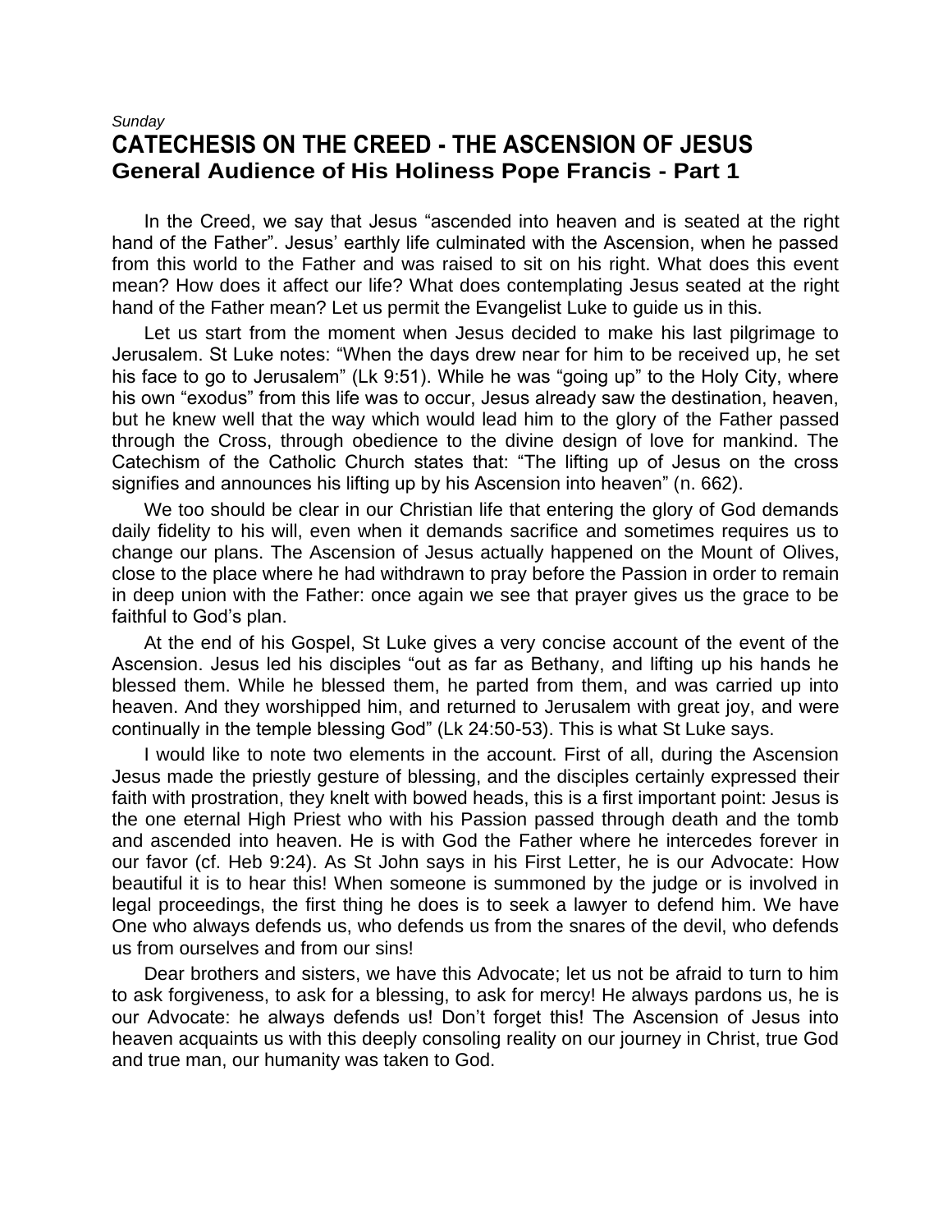*Sunday*

# CATECHESIS ON THE CREED - THE ASCENSION OF JESUS

## General Audience of His Holiness Pope Francis - Part 1

In the Creed, we say that Jesus “ascended into heaven and is seated at the right hand of the Father”. Jesus’ earthly life culminated with the Ascension, when he passed from this world to the Father and was raised to sit on his right. What does this event mean? How does it affect our life? What does contemplating Jesus seated at the right hand of the Father mean? Let us permit the Evangelist Luke to guide us in this.

Let us start from the moment when Jesus decided to make his last pilgrimage to Jerusalem. St Luke notes: “When the days drew near for him to be received up, he set his face to go to Jerusalem” (Lk 9:51). While he was “going up” to the Holy City, where his own “exodus” from this life was to occur, Jesus already saw the destination, heaven, but he knew well that the way which would lead him to the glory of the Father passed through the Cross, through obedience to the divine design of love for mankind. The Catechism of the Catholic Church states that: “The lifting up of Jesus on the cross signifies and announces his lifting up by his Ascension into heaven” (n. 662).

We too should be clear in our Christian life that entering the glory of God demands daily fidelity to his will, even when it demands sacrifice and sometimes requires us to change our plans. The Ascension of Jesus actually happened on the Mount of Olives, close to the place where he had withdrawn to pray before the Passion in order to remain in deep union with the Father: once again we see that prayer gives us the grace to be faithful to God’s plan.

At the end of his Gospel, St Luke gives a very concise account of the event of the Ascension. Jesus led his disciples “out as far as Bethany, and lifting up his hands he blessed them. While he blessed them, he parted from them, and was carried up into heaven. And they worshipped him, and returned to Jerusalem with great joy, and were continually in the temple blessing God” (Lk 24:50-53). This is what St Luke says.

I would like to note two elements in the account. First of all, during the Ascension Jesus made the priestly gesture of blessing, and the disciples certainly expressed their faith with prostration, they knelt with bowed heads, this is a first important point: Jesus is the one eternal High Priest who with his Passion passed through death and the tomb and ascended into heaven. He is with God the Father where he intercedes forever in our favor (cf. Heb 9:24). As St John says in his First Letter, he is our Advocate: How beautiful it is to hear this! When someone is summoned by the judge or is involved in legal proceedings, the first thing he does is to seek a lawyer to defend him. We have One who always defends us, who defends us from the snares of the devil, who defends us from ourselves and from our sins!

Dear brothers and sisters, we have this Advocate; let us not be afraid to turn to him to ask forgiveness, to ask for a blessing, to ask for mercy! He always pardons us, he is our Advocate: he always defends us! Don’t forget this! The Ascension of Jesus into heaven acquaints us with this deeply consoling reality on our journey in Christ, true God and true man, our humanity was taken to God.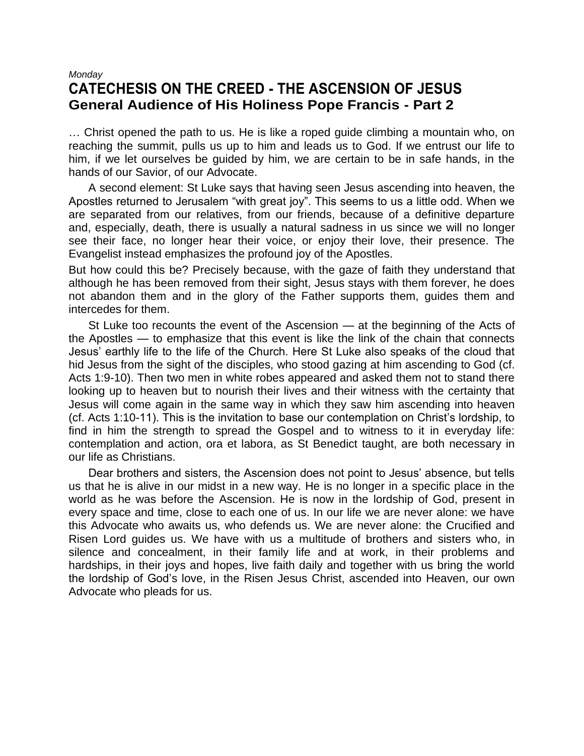*Monday*

# CATECHESIS ON THE CREED - THE ASCENSION OF JESUS

## General Audience of His Holiness Pope Francis - Part 2

… Christ opened the path to us. He is like a roped guide climbing a mountain who, on reaching the summit, pulls us up to him and leads us to God. If we entrust our life to him, if we let ourselves be guided by him, we are certain to be in safe hands, in the hands of our Savior, of our Advocate.

A second element: St Luke says that having seen Jesus ascending into heaven, the Apostles returned to Jerusalem "with great joy". This seems to us a little odd. When we are separated from our relatives, from our friends, because of a definitive departure and, especially, death, there is usually a natural sadness in us since we will no longer see their face, no longer hear their voice, or enjoy their love, their presence. The Evangelist instead emphasizes the profound joy of the Apostles.

But how could this be? Precisely because, with the gaze of faith they understand that although he has been removed from their sight, Jesus stays with them forever, he does not abandon them and in the glory of the Father supports them, guides them and intercedes for them.

St Luke too recounts the event of the Ascension — at the beginning of the Acts of the Apostles — to emphasize that this event is like the link of the chain that connects Jesus' earthly life to the life of the Church. Here St Luke also speaks of the cloud that hid Jesus from the sight of the disciples, who stood gazing at him ascending to God (cf. Acts 1:9-10). Then two men in white robes appeared and asked them not to stand there looking up to heaven but to nourish their lives and their witness with the certainty that Jesus will come again in the same way in which they saw him ascending into heaven (cf. Acts 1:10-11). This is the invitation to base our contemplation on Christ's lordship, to find in him the strength to spread the Gospel and to witness to it in everyday life: contemplation and action, ora et labora, as St Benedict taught, are both necessary in our life as Christians.

Dear brothers and sisters, the Ascension does not point to Jesus' absence, but tells us that he is alive in our midst in a new way. He is no longer in a specific place in the world as he was before the Ascension. He is now in the lordship of God, present in every space and time, close to each one of us. In our life we are never alone: we have this Advocate who awaits us, who defends us. We are never alone: the Crucified and Risen Lord guides us. We have with us a multitude of brothers and sisters who, in silence and concealment, in their family life and at work, in their problems and hardships, in their joys and hopes, live faith daily and together with us bring the world the lordship of God's love, in the Risen Jesus Christ, ascended into Heaven, our own Advocate who pleads for us.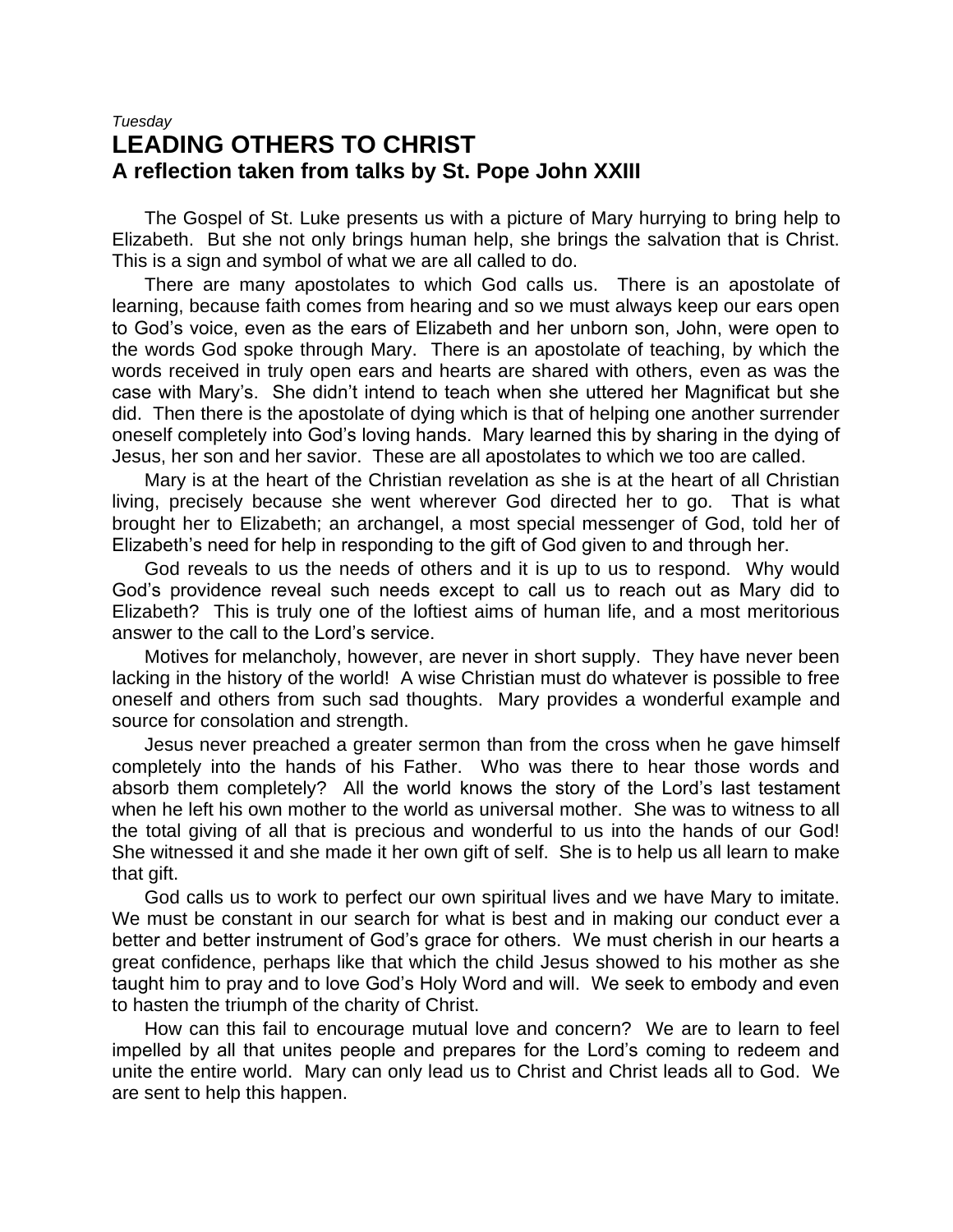*Tuesday*

# LEADING OTHERS TO CHRIST

## A reflection taken from talks by St. Pope John XXIII

The Gospel of St. Luke presents us with a picture of Mary hurrying to bring help to Elizabeth. But she not only brings human help, she brings the salvation that is Christ. This is a sign and symbol of what we are all called to do.

There are many apostolates to which God calls us. There is an apostolate of learning, because faith comes from hearing and so we must always keep our ears open to God's voice, even as the ears of Elizabeth and her unborn son, John, were open to the words God spoke through Mary. There is an apostolate of teaching, by which the words received in truly open ears and hearts are shared with others, even as was the case with Mary's. She didn't intend to teach when she uttered her Magnificat but she did. Then there is the apostolate of dying which is that of helping one another surrender oneself completely into God's loving hands. Mary learned this by sharing in the dying of Jesus, her son and her savior. These are all apostolates to which we too are called.

Mary is at the heart of the Christian revelation as she is at the heart of all Christian living, precisely because she went wherever God directed her to go. That is what brought her to Elizabeth; an archangel, a most special messenger of God, told her of Elizabeth's need for help in responding to the gift of God given to and through her.

God reveals to us the needs of others and it is up to us to respond. Why would God's providence reveal such needs except to call us to reach out as Mary did to Elizabeth? This is truly one of the loftiest aims of human life, and a most meritorious answer to the call to the Lord's service.

Motives for melancholy, however, are never in short supply. They have never been lacking in the history of the world! A wise Christian must do whatever is possible to free oneself and others from such sad thoughts. Mary provides a wonderful example and source for consolation and strength.

Jesus never preached a greater sermon than from the cross when he gave himself completely into the hands of his Father. Who was there to hear those words and absorb them completely? All the world knows the story of the Lord's last testament when he left his own mother to the world as universal mother. She was to witness to all the total giving of all that is precious and wonderful to us into the hands of our God! She witnessed it and she made it her own gift of self. She is to help us all learn to make that gift.

God calls us to work to perfect our own spiritual lives and we have Mary to imitate. We must be constant in our search for what is best and in making our conduct ever a better and better instrument of God's grace for others. We must cherish in our hearts a great confidence, perhaps like that which the child Jesus showed to his mother as she taught him to pray and to love God's Holy Word and will. We seek to embody and even to hasten the triumph of the charity of Christ.

How can this fail to encourage mutual love and concern? We are to learn to feel impelled by all that unites people and prepares for the Lord's coming to redeem and unite the entire world. Mary can only lead us to Christ and Christ leads all to God. We are sent to help this happen.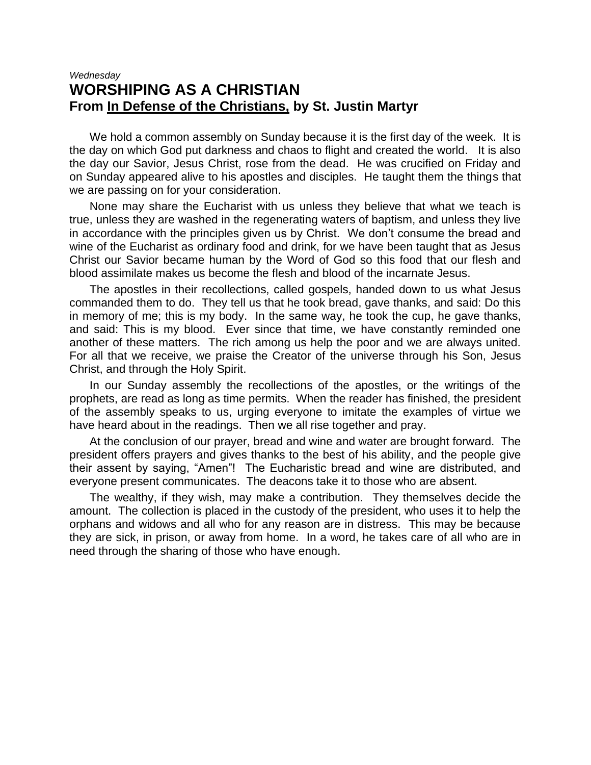*Wednesday*

# WORSHIPING AS A CHRISTIAN

## From <u>In Defense of the Christians,</u> by St. Justin Martyr

We hold a common assembly on Sunday because it is the first day of the week. It is the day on which God put darkness and chaos to flight and created the world. It is also the day our Savior, Jesus Christ, rose from the dead. He was crucified on Friday and on Sunday appeared alive to his apostles and disciples. He taught them the things that we are passing on for your consideration.

None may share the Eucharist with us unless they believe that what we teach is true, unless they are washed in the regenerating waters of baptism, and unless they live in accordance with the principles given us by Christ. We don't consume the bread and wine of the Eucharist as ordinary food and drink, for we have been taught that as Jesus Christ our Savior became human by the Word of God so this food that our flesh and blood assimilate makes us become the flesh and blood of the incarnate Jesus.

The apostles in their recollections, called gospels, handed down to us what Jesus commanded them to do. They tell us that he took bread, gave thanks, and said: Do this in memory of me; this is my body. In the same way, he took the cup, he gave thanks, and said: This is my blood. Ever since that time, we have constantly reminded one another of these matters. The rich among us help the poor and we are always united. For all that we receive, we praise the Creator of the universe through his Son, Jesus Christ, and through the Holy Spirit.

In our Sunday assembly the recollections of the apostles, or the writings of the prophets, are read as long as time permits. When the reader has finished, the president of the assembly speaks to us, urging everyone to imitate the examples of virtue we have heard about in the readings. Then we all rise together and pray.

At the conclusion of our prayer, bread and wine and water are brought forward. The president offers prayers and gives thanks to the best of his ability, and the people give their assent by saying, "Amen"! The Eucharistic bread and wine are distributed, and everyone present communicates. The deacons take it to those who are absent.

The wealthy, if they wish, may make a contribution. They themselves decide the amount. The collection is placed in the custody of the president, who uses it to help the orphans and widows and all who for any reason are in distress. This may be because they are sick, in prison, or away from home. In a word, he takes care of all who are in need through the sharing of those who have enough.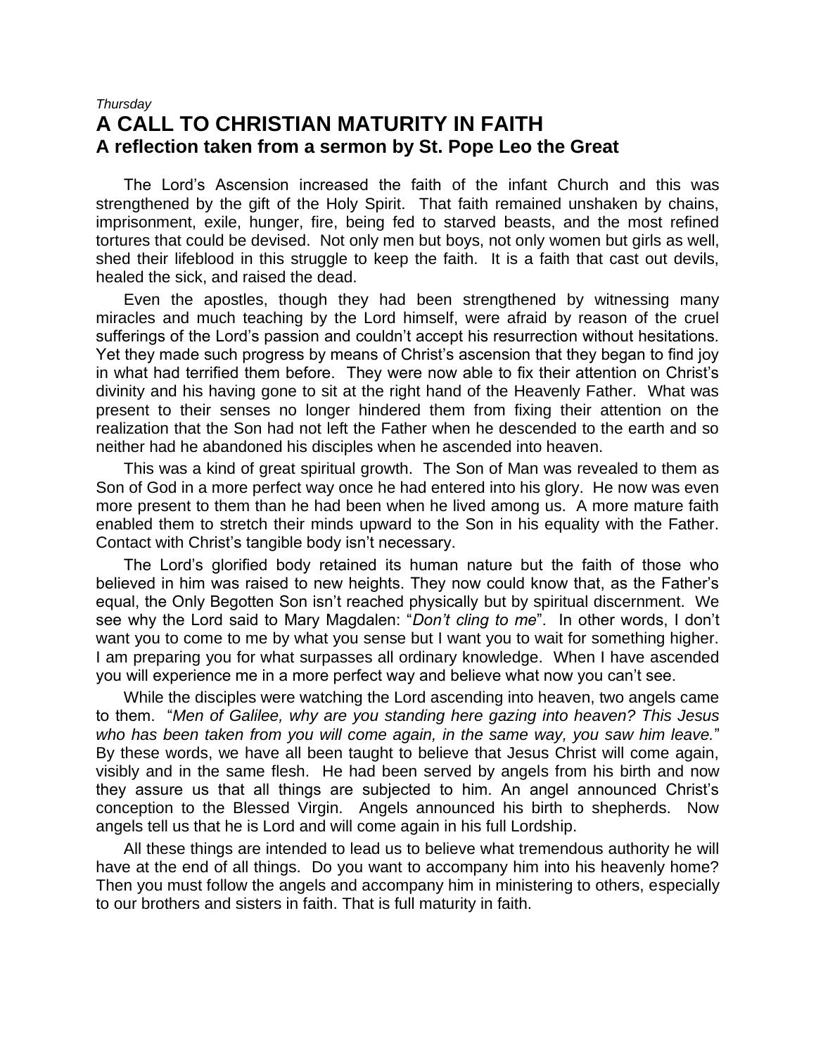*Thursday*

# A CALL TO CHRISTIAN MATURITY IN FAITH

## A reflection taken from a sermon by St. Pope Leo the Great

The Lord's Ascension increased the faith of the infant Church and this was strengthened by the gift of the Holy Spirit. That faith remained unshaken by chains, imprisonment, exile, hunger, fire, being fed to starved beasts, and the most refined tortures that could be devised. Not only men but boys, not only women but girls as well, shed their lifeblood in this struggle to keep the faith. It is a faith that cast out devils, healed the sick, and raised the dead.

Even the apostles, though they had been strengthened by witnessing many miracles and much teaching by the Lord himself, were afraid by reason of the cruel sufferings of the Lord's passion and couldn't accept his resurrection without hesitations. Yet they made such progress by means of Christ's ascension that they began to find joy in what had terrified them before. They were now able to fix their attention on Christ's divinity and his having gone to sit at the right hand of the Heavenly Father. What was present to their senses no longer hindered them from fixing their attention on the realization that the Son had not left the Father when he descended to the earth and so neither had he abandoned his disciples when he ascended into heaven.

This was a kind of great spiritual growth. The Son of Man was revealed to them as Son of God in a more perfect way once he had entered into his glory. He now was even more present to them than he had been when he lived among us. A more mature faith enabled them to stretch their minds upward to the Son in his equality with the Father. Contact with Christ's tangible body isn't necessary.

The Lord's glorified body retained its human nature but the faith of those who believed in him was raised to new heights. They now could know that, as the Father's equal, the Only Begotten Son isn't reached physically but by spiritual discernment. We see why the Lord said to Mary Magdalen: "*Don't cling to me*". In other words, I don't want you to come to me by what you sense but I want you to wait for something higher. I am preparing you for what surpasses all ordinary knowledge. When I have ascended you will experience me in a more perfect way and believe what now you can't see.

While the disciples were watching the Lord ascending into heaven, two angels came to them. "*Men of Galilee, why are you standing here gazing into heaven? This Jesus who has been taken from you will come again, in the same way, you saw him leave.*" By these words, we have all been taught to believe that Jesus Christ will come again, visibly and in the same flesh. He had been served by angels from his birth and now they assure us that all things are subjected to him. An angel announced Christ's conception to the Blessed Virgin. Angels announced his birth to shepherds. Now angels tell us that he is Lord and will come again in his full Lordship.

All these things are intended to lead us to believe what tremendous authority he will have at the end of all things. Do you want to accompany him into his heavenly home? Then you must follow the angels and accompany him in ministering to others, especially to our brothers and sisters in faith. That is full maturity in faith.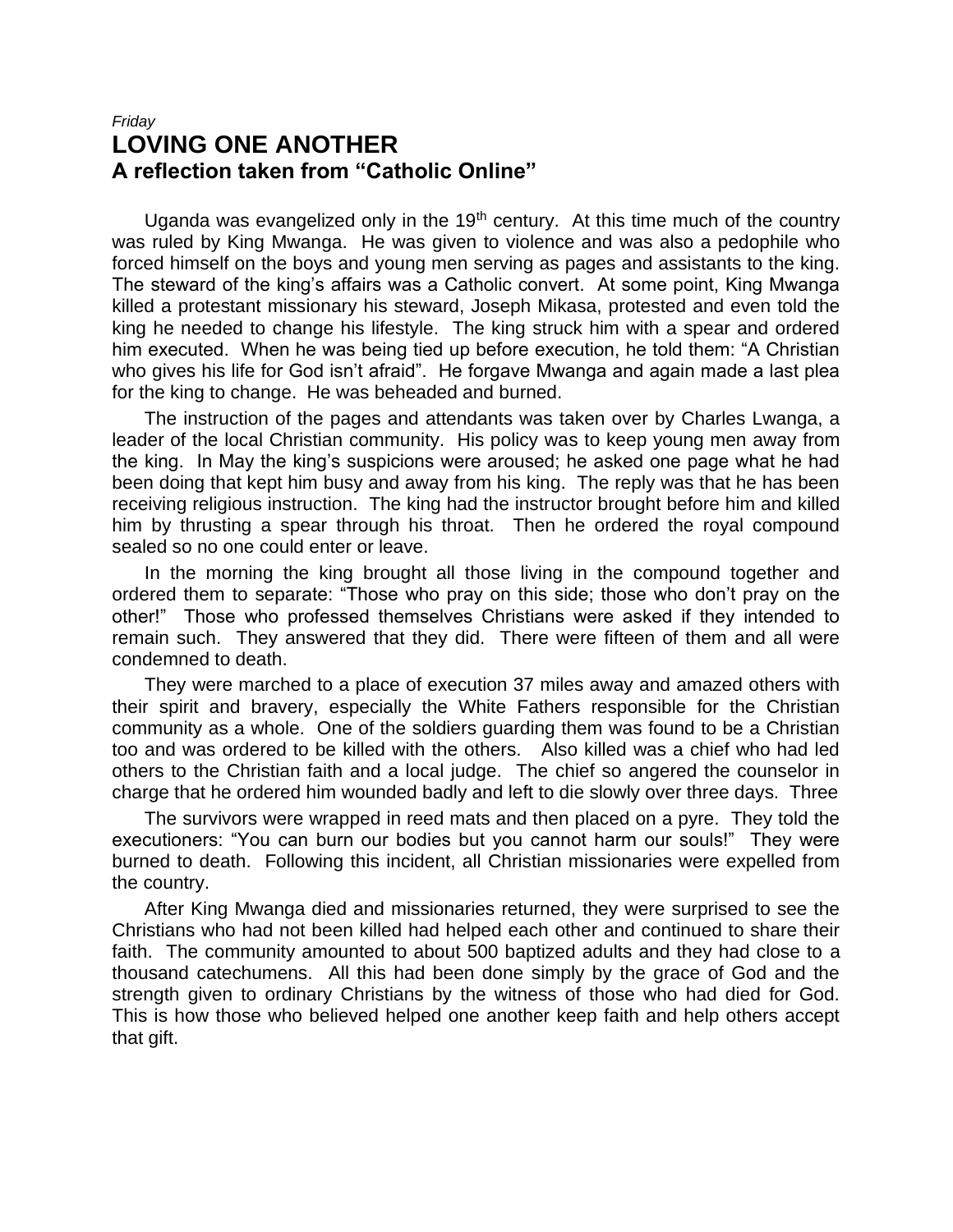*Friday*

# LOVING ONE ANOTHER
## A reflection taken from "Catholic Online"

Uganda was evangelized only in the 19th century. At this time much of the country was ruled by King Mwanga. He was given to violence and was also a pedophile who forced himself on the boys and young men serving as pages and assistants to the king. The steward of the king's affairs was a Catholic convert. At some point, King Mwanga killed a protestant missionary his steward, Joseph Mikasa, protested and even told the king he needed to change his lifestyle. The king struck him with a spear and ordered him executed. When he was being tied up before execution, he told them: "A Christian who gives his life for God isn't afraid". He forgave Mwanga and again made a last plea for the king to change. He was beheaded and burned.

The instruction of the pages and attendants was taken over by Charles Lwanga, a leader of the local Christian community. His policy was to keep young men away from the king. In May the king's suspicions were aroused; he asked one page what he had been doing that kept him busy and away from his king. The reply was that he has been receiving religious instruction. The king had the instructor brought before him and killed him by thrusting a spear through his throat. Then he ordered the royal compound sealed so no one could enter or leave.

In the morning the king brought all those living in the compound together and ordered them to separate: "Those who pray on this side; those who don't pray on the other!" Those who professed themselves Christians were asked if they intended to remain such. They answered that they did. There were fifteen of them and all were condemned to death.

They were marched to a place of execution 37 miles away and amazed others with their spirit and bravery, especially the White Fathers responsible for the Christian community as a whole. One of the soldiers guarding them was found to be a Christian too and was ordered to be killed with the others. Also killed was a chief who had led others to the Christian faith and a local judge. The chief so angered the counselor in charge that he ordered him wounded badly and left to die slowly over three days. Three

The survivors were wrapped in reed mats and then placed on a pyre. They told the executioners: "You can burn our bodies but you cannot harm our souls!" They were burned to death. Following this incident, all Christian missionaries were expelled from the country.

After King Mwanga died and missionaries returned, they were surprised to see the Christians who had not been killed had helped each other and continued to share their faith. The community amounted to about 500 baptized adults and they had close to a thousand catechumens. All this had been done simply by the grace of God and the strength given to ordinary Christians by the witness of those who had died for God. This is how those who believed helped one another keep faith and help others accept that gift.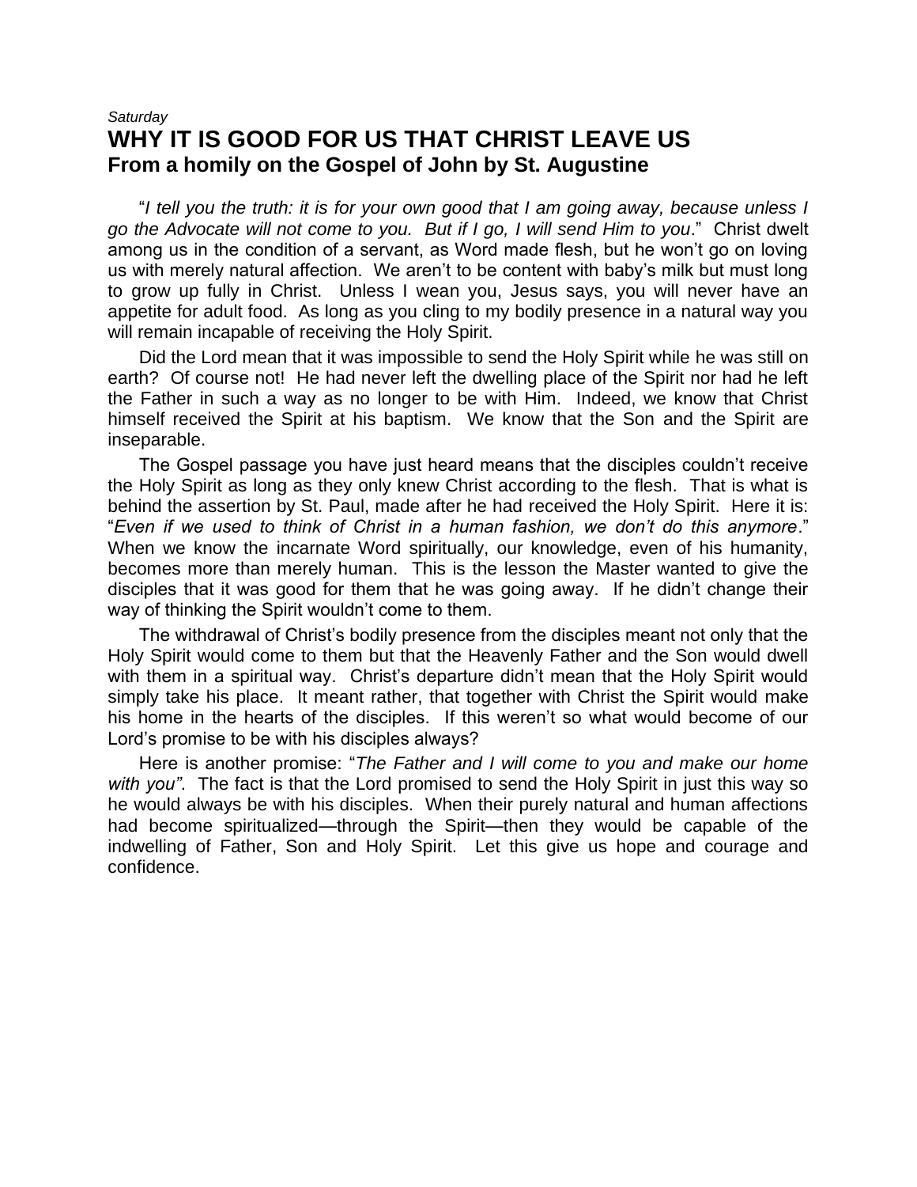*Saturday*

# WHY IT IS GOOD FOR US THAT CHRIST LEAVE US

## From a homily on the Gospel of John by St. Augustine

"*I tell you the truth: it is for your own good that I am going away, because unless I go the Advocate will not come to you. But if I go, I will send Him to you*." Christ dwelt among us in the condition of a servant, as Word made flesh, but he won't go on loving us with merely natural affection. We aren't to be content with baby's milk but must long to grow up fully in Christ. Unless I wean you, Jesus says, you will never have an appetite for adult food. As long as you cling to my bodily presence in a natural way you will remain incapable of receiving the Holy Spirit.

Did the Lord mean that it was impossible to send the Holy Spirit while he was still on earth? Of course not! He had never left the dwelling place of the Spirit nor had he left the Father in such a way as no longer to be with Him. Indeed, we know that Christ himself received the Spirit at his baptism. We know that the Son and the Spirit are inseparable.

The Gospel passage you have just heard means that the disciples couldn't receive the Holy Spirit as long as they only knew Christ according to the flesh. That is what is behind the assertion by St. Paul, made after he had received the Holy Spirit. Here it is: "*Even if we used to think of Christ in a human fashion, we don't do this anymore*." When we know the incarnate Word spiritually, our knowledge, even of his humanity, becomes more than merely human. This is the lesson the Master wanted to give the disciples that it was good for them that he was going away. If he didn't change their way of thinking the Spirit wouldn't come to them.

The withdrawal of Christ's bodily presence from the disciples meant not only that the Holy Spirit would come to them but that the Heavenly Father and the Son would dwell with them in a spiritual way. Christ's departure didn't mean that the Holy Spirit would simply take his place. It meant rather, that together with Christ the Spirit would make his home in the hearts of the disciples. If this weren't so what would become of our Lord's promise to be with his disciples always?

Here is another promise: "*The Father and I will come to you and make our home with you"*. The fact is that the Lord promised to send the Holy Spirit in just this way so he would always be with his disciples. When their purely natural and human affections had become spiritualized—through the Spirit—then they would be capable of the indwelling of Father, Son and Holy Spirit. Let this give us hope and courage and confidence.